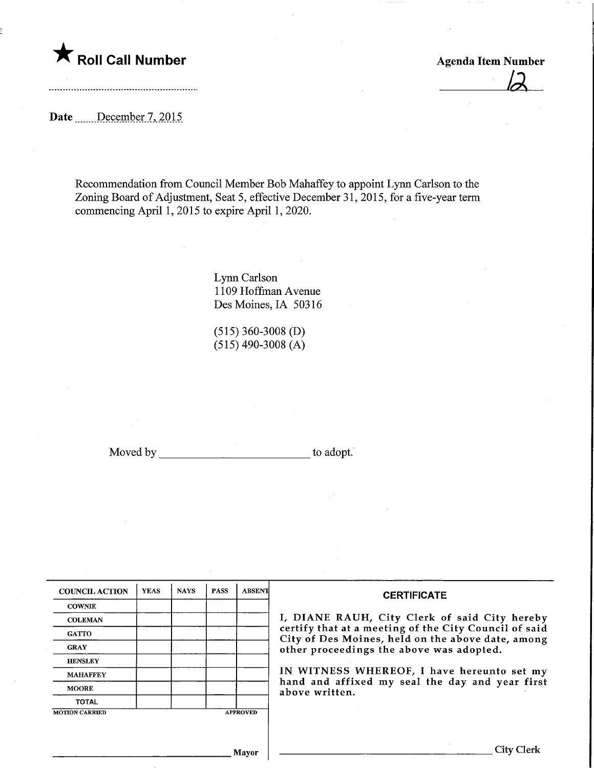★ **Roll Call Number**

**Agenda Item Number**

12

**Date** December 7, 2015

Recommendation from Council Member Bob Mahaffey to appoint Lynn Carlson to the Zoning Board of Adjustment, Seat 5, effective December 31, 2015, for a five-year term commencing April 1, 2015 to expire April 1, 2020.

Lynn Carlson
1109 Hoffman Avenue
Des Moines, IA 50316

(515) 360-3008 (D)
(515) 490-3008 (A)

Moved by ________________________ to adopt.

| COUNCIL ACTION | YEAS | NAYS | PASS | ABSENT |
|---|---|---|---|---|
| COWNIE | | | | |
| COLEMAN | | | | |
| GATTO | | | | |
| GRAY | | | | |
| HENSLEY | | | | |
| MAHAFFEY | | | | |
| MOORE | | | | |
| TOTAL | | | | |

MOTION CARRIED APPROVED

________________________ Mayor

**CERTIFICATE**

I, DIANE RAUH, City Clerk of said City hereby certify that at a meeting of the City Council of said City of Des Moines, held on the above date, among other proceedings the above was adopted.

IN WITNESS WHEREOF, I have hereunto set my hand and affixed my seal the day and year first above written.

________________________ City Clerk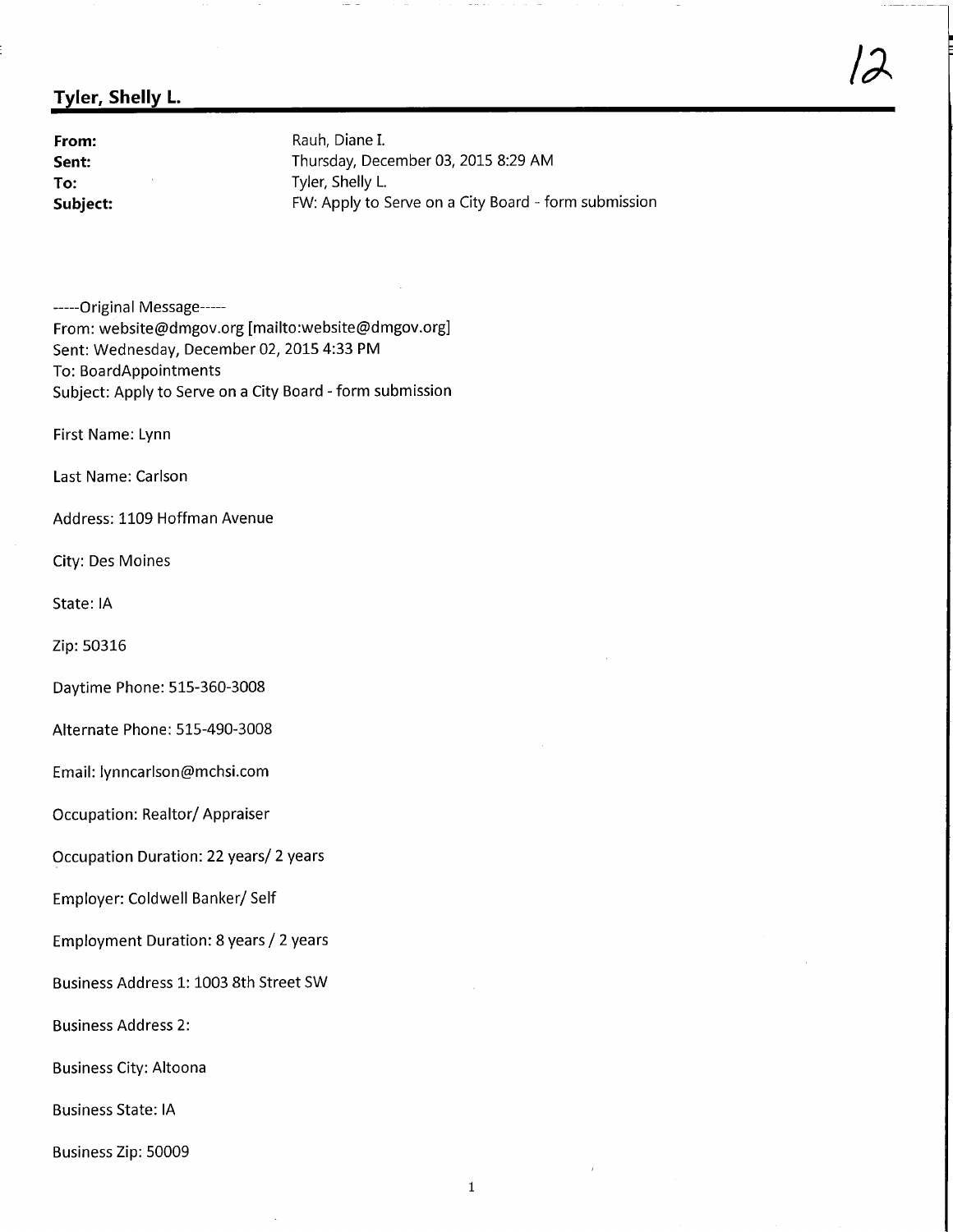## Tyler, Shelly L.

12

| | |
|---|---|
| **From:** | Rauh, Diane I. |
| **Sent:** | Thursday, December 03, 2015 8:29 AM |
| **To:** | Tyler, Shelly L. |
| **Subject:** | FW: Apply to Serve on a City Board - form submission |

-----Original Message-----
From: website@dmgov.org [mailto:website@dmgov.org]
Sent: Wednesday, December 02, 2015 4:33 PM
To: BoardAppointments
Subject: Apply to Serve on a City Board - form submission

First Name: Lynn

Last Name: Carlson

Address: 1109 Hoffman Avenue

City: Des Moines

State: IA

Zip: 50316

Daytime Phone: 515-360-3008

Alternate Phone: 515-490-3008

Email: lynncarlson@mchsi.com

Occupation: Realtor/ Appraiser

Occupation Duration: 22 years/ 2 years

Employer: Coldwell Banker/ Self

Employment Duration: 8 years / 2 years

Business Address 1: 1003 8th Street SW

Business Address 2:

Business City: Altoona

Business State: IA

Business Zip: 50009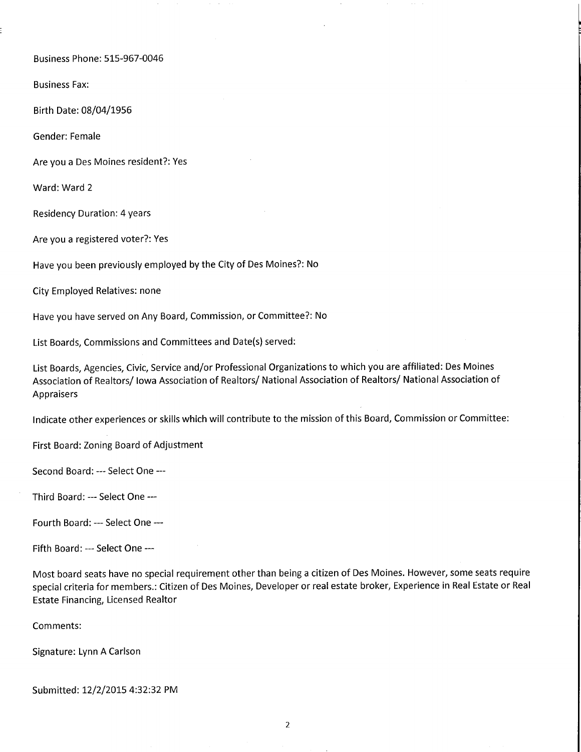Business Phone: 515-967-0046

Business Fax:

Birth Date: 08/04/1956

Gender: Female

Are you a Des Moines resident?: Yes

Ward: Ward 2

Residency Duration: 4 years

Are you a registered voter?: Yes

Have you been previously employed by the City of Des Moines?: No

City Employed Relatives: none

Have you have served on Any Board, Commission, or Committee?: No

List Boards, Commissions and Committees and Date(s) served:

List Boards, Agencies, Civic, Service and/or Professional Organizations to which you are affiliated: Des Moines Association of Realtors/ Iowa Association of Realtors/ National Association of Realtors/ National Association of Appraisers

Indicate other experiences or skills which will contribute to the mission of this Board, Commission or Committee:

First Board: Zoning Board of Adjustment

Second Board: --- Select One ---

Third Board: --- Select One ---

Fourth Board: --- Select One ---

Fifth Board: --- Select One ---

Most board seats have no special requirement other than being a citizen of Des Moines. However, some seats require special criteria for members.: Citizen of Des Moines, Developer or real estate broker, Experience in Real Estate or Real Estate Financing, Licensed Realtor

Comments:

Signature: Lynn A Carlson

Submitted: 12/2/2015 4:32:32 PM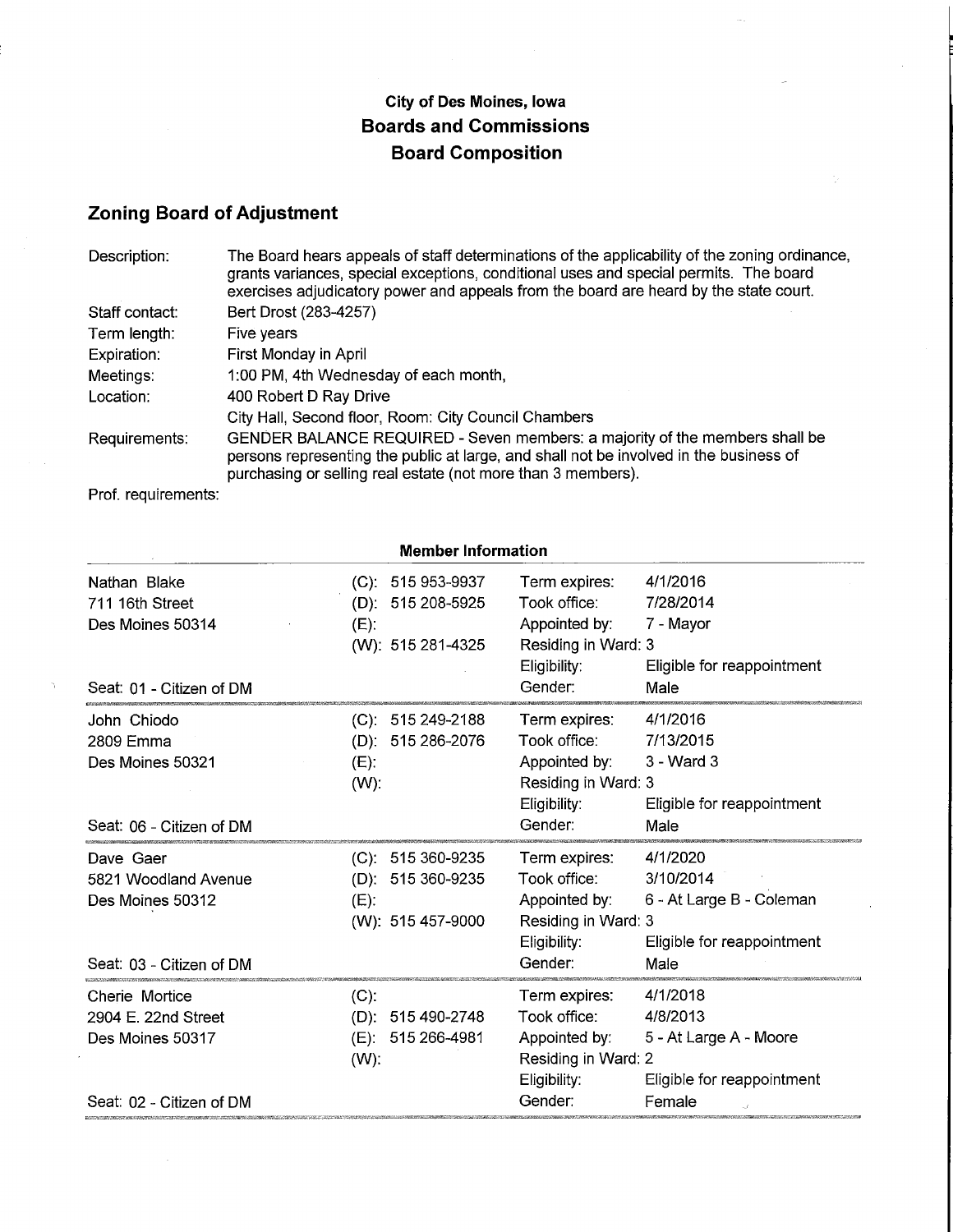### City of Des Moines, Iowa
### Boards and Commissions
### Board Composition

## Zoning Board of Adjustment

| | |
|---|---|
| Description: | The Board hears appeals of staff determinations of the applicability of the zoning ordinance, grants variances, special exceptions, conditional uses and special permits. The board exercises adjudicatory power and appeals from the board are heard by the state court. |
| Staff contact: | Bert Drost (283-4257) |
| Term length: | Five years |
| Expiration: | First Monday in April |
| Meetings: | 1:00 PM, 4th Wednesday of each month, |
| Location: | 400 Robert D Ray Drive<br>City Hall, Second floor, Room: City Council Chambers |
| Requirements: | GENDER BALANCE REQUIRED - Seven members: a majority of the members shall be persons representing the public at large, and shall not be involved in the business of purchasing or selling real estate (not more than 3 members). |
| Prof. requirements: | |

**Member Information**

| Member | Phone | | |
|---|---|---|---|
| Nathan Blake<br>711 16th Street<br>Des Moines 50314<br><br>Seat: 01 - Citizen of DM | (C): 515 953-9937<br>(D): 515 208-5925<br>(E):<br>(W): 515 281-4325 | Term expires:<br>Took office:<br>Appointed by:<br>Residing in Ward: 3<br>Eligibility:<br>Gender: | 4/1/2016<br>7/28/2014<br>7 - Mayor<br><br>Eligible for reappointment<br>Male |
| John Chiodo<br>2809 Emma<br>Des Moines 50321<br><br>Seat: 06 - Citizen of DM | (C): 515 249-2188<br>(D): 515 286-2076<br>(E):<br>(W): | Term expires:<br>Took office:<br>Appointed by:<br>Residing in Ward: 3<br>Eligibility:<br>Gender: | 4/1/2016<br>7/13/2015<br>3 - Ward 3<br><br>Eligible for reappointment<br>Male |
| Dave Gaer<br>5821 Woodland Avenue<br>Des Moines 50312<br><br>Seat: 03 - Citizen of DM | (C): 515 360-9235<br>(D): 515 360-9235<br>(E):<br>(W): 515 457-9000 | Term expires:<br>Took office:<br>Appointed by:<br>Residing in Ward: 3<br>Eligibility:<br>Gender: | 4/1/2020<br>3/10/2014<br>6 - At Large B - Coleman<br><br>Eligible for reappointment<br>Male |
| Cherie Mortice<br>2904 E. 22nd Street<br>Des Moines 50317<br><br>Seat: 02 - Citizen of DM | (C):<br>(D): 515 490-2748<br>(E): 515 266-4981<br>(W): | Term expires:<br>Took office:<br>Appointed by:<br>Residing in Ward: 2<br>Eligibility:<br>Gender: | 4/1/2018<br>4/8/2013<br>5 - At Large A - Moore<br><br>Eligible for reappointment<br>Female |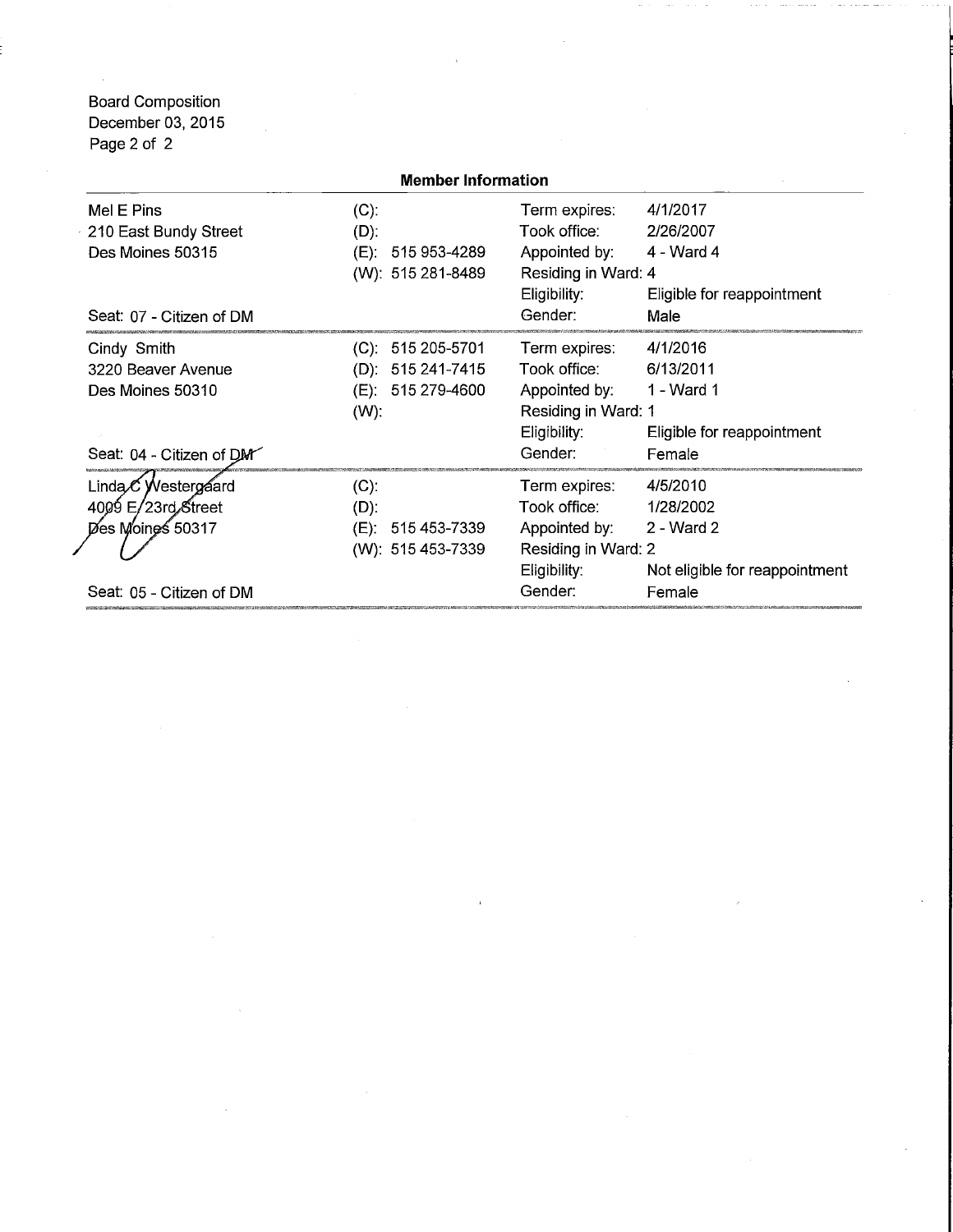Board Composition
December 03, 2015

## Member Information

| | | | |
|---|---|---|---|
| Mel E Pins<br>210 East Bundy Street<br>Des Moines 50315<br><br>Seat: 07 - Citizen of DM | (C):<br>(D):<br>(E): 515 953-4289<br>(W): 515 281-8489 | Term expires:<br>Took office:<br>Appointed by:<br>Residing in Ward: 4<br>Eligibility:<br>Gender: | 4/1/2017<br>2/26/2007<br>4 - Ward 4<br><br>Eligible for reappointment<br>Male |
| Cindy Smith<br>3220 Beaver Avenue<br>Des Moines 50310<br><br>Seat: 04 - Citizen of DM | (C): 515 205-5701<br>(D): 515 241-7415<br>(E): 515 279-4600<br>(W): | Term expires:<br>Took office:<br>Appointed by:<br>Residing in Ward: 1<br>Eligibility:<br>Gender: | 4/1/2016<br>6/13/2011<br>1 - Ward 1<br><br>Eligible for reappointment<br>Female |
| Linda C Westergaard<br>4009 E 23rd Street<br>Des Moines 50317<br><br>Seat: 05 - Citizen of DM | (C):<br>(D):<br>(E): 515 453-7339<br>(W): 515 453-7339 | Term expires:<br>Took office:<br>Appointed by:<br>Residing in Ward: 2<br>Eligibility:<br>Gender: | 4/5/2010<br>1/28/2002<br>2 - Ward 2<br><br>Not eligible for reappointment<br>Female |